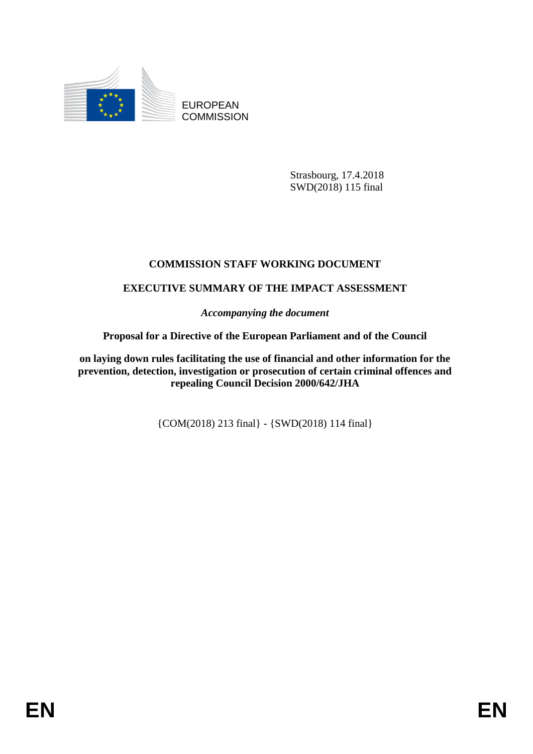EUROPEAN COMMISSION

Strasbourg, 17.4.2018
SWD(2018) 115 final

# COMMISSION STAFF WORKING DOCUMENT

## EXECUTIVE SUMMARY OF THE IMPACT ASSESSMENT

*Accompanying the document*

**Proposal for a Directive of the European Parliament and of the Council**

**on laying down rules facilitating the use of financial and other information for the prevention, detection, investigation or prosecution of certain criminal offences and repealing Council Decision 2000/642/JHA**

{COM(2018) 213 final} - {SWD(2018) 114 final}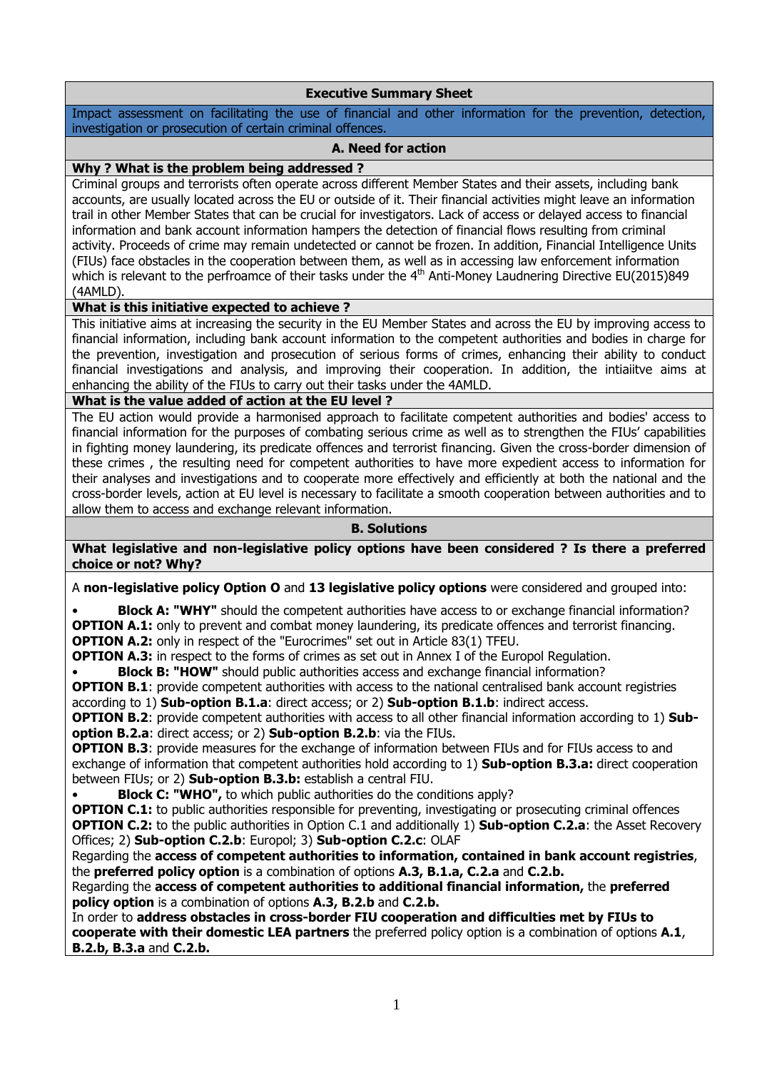## Executive Summary Sheet

Impact assessment on facilitating the use of financial and other information for the prevention, detection, investigation or prosecution of certain criminal offences.

### A. Need for action

**Why ? What is the problem being addressed ?**

Criminal groups and terrorists often operate across different Member States and their assets, including bank accounts, are usually located across the EU or outside of it. Their financial activities might leave an information trail in other Member States that can be crucial for investigators. Lack of access or delayed access to financial information and bank account information hampers the detection of financial flows resulting from criminal activity. Proceeds of crime may remain undetected or cannot be frozen. In addition, Financial Intelligence Units (FIUs) face obstacles in the cooperation between them, as well as in accessing law enforcement information which is relevant to the perfroamce of their tasks under the 4th Anti-Money Laudnering Directive EU(2015)849 (4AMLD).

**What is this initiative expected to achieve ?**

This initiative aims at increasing the security in the EU Member States and across the EU by improving access to financial information, including bank account information to the competent authorities and bodies in charge for the prevention, investigation and prosecution of serious forms of crimes, enhancing their ability to conduct financial investigations and analysis, and improving their cooperation. In addition, the intiaiitve aims at enhancing the ability of the FIUs to carry out their tasks under the 4AMLD.

**What is the value added of action at the EU level ?**

The EU action would provide a harmonised approach to facilitate competent authorities and bodies' access to financial information for the purposes of combating serious crime as well as to strengthen the FIUs' capabilities in fighting money laundering, its predicate offences and terrorist financing. Given the cross-border dimension of these crimes , the resulting need for competent authorities to have more expedient access to information for their analyses and investigations and to cooperate more effectively and efficiently at both the national and the cross-border levels, action at EU level is necessary to facilitate a smooth cooperation between authorities and to allow them to access and exchange relevant information.

### B. Solutions

**What legislative and non-legislative policy options have been considered ? Is there a preferred choice or not? Why?**

A **non-legislative policy Option O** and **13 legislative policy options** were considered and grouped into:

- **Block A: "WHY"** should the competent authorities have access to or exchange financial information?

**OPTION A.1:** only to prevent and combat money laundering, its predicate offences and terrorist financing.
**OPTION A.2:** only in respect of the "Eurocrimes" set out in Article 83(1) TFEU.
**OPTION A.3:** in respect to the forms of crimes as set out in Annex I of the Europol Regulation.

- **Block B: "HOW"** should public authorities access and exchange financial information?

**OPTION B.1**: provide competent authorities with access to the national centralised bank account registries according to 1) **Sub-option B.1.a**: direct access; or 2) **Sub-option B.1.b**: indirect access.
**OPTION B.2**: provide competent authorities with access to all other financial information according to 1) **Sub-option B.2.a**: direct access; or 2) **Sub-option B.2.b**: via the FIUs.
**OPTION B.3**: provide measures for the exchange of information between FIUs and for FIUs access to and exchange of information that competent authorities hold according to 1) **Sub-option B.3.a:** direct cooperation between FIUs; or 2) **Sub-option B.3.b:** establish a central FIU.

- **Block C: "WHO",** to which public authorities do the conditions apply?

**OPTION C.1:** to public authorities responsible for preventing, investigating or prosecuting criminal offences
**OPTION C.2:** to the public authorities in Option C.1 and additionally 1) **Sub-option C.2.a**: the Asset Recovery Offices; 2) **Sub-option C.2.b**: Europol; 3) **Sub-option C.2.c**: OLAF

Regarding the **access of competent authorities to information, contained in bank account registries**, the **preferred policy option** is a combination of options **A.3, B.1.a, C.2.a** and **C.2.b.**

Regarding the **access of competent authorities to additional financial information,** the **preferred policy option** is a combination of options **A.3, B.2.b** and **C.2.b.**

In order to **address obstacles in cross-border FIU cooperation and difficulties met by FIUs to cooperate with their domestic LEA partners** the preferred policy option is a combination of options **A.1**, **B.2.b, B.3.a** and **C.2.b.**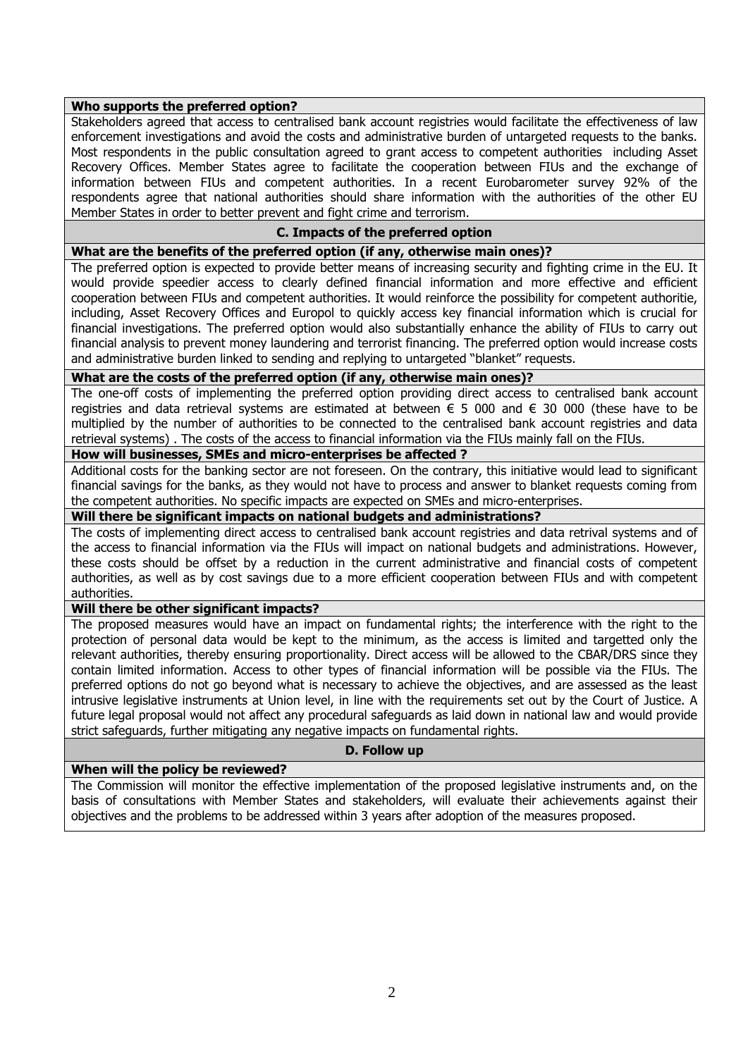**Who supports the preferred option?**

Stakeholders agreed that access to centralised bank account registries would facilitate the effectiveness of law enforcement investigations and avoid the costs and administrative burden of untargeted requests to the banks. Most respondents in the public consultation agreed to grant access to competent authorities including Asset Recovery Offices. Member States agree to facilitate the cooperation between FIUs and the exchange of information between FIUs and competent authorities. In a recent Eurobarometer survey 92% of the respondents agree that national authorities should share information with the authorities of the other EU Member States in order to better prevent and fight crime and terrorism.

## C. Impacts of the preferred option

**What are the benefits of the preferred option (if any, otherwise main ones)?**

The preferred option is expected to provide better means of increasing security and fighting crime in the EU. It would provide speedier access to clearly defined financial information and more effective and efficient cooperation between FIUs and competent authorities. It would reinforce the possibility for competent authoritie, including, Asset Recovery Offices and Europol to quickly access key financial information which is crucial for financial investigations. The preferred option would also substantially enhance the ability of FIUs to carry out financial analysis to prevent money laundering and terrorist financing. The preferred option would increase costs and administrative burden linked to sending and replying to untargeted "blanket" requests.

**What are the costs of the preferred option (if any, otherwise main ones)?**

The one-off costs of implementing the preferred option providing direct access to centralised bank account registries and data retrieval systems are estimated at between € 5 000 and € 30 000 (these have to be multiplied by the number of authorities to be connected to the centralised bank account registries and data retrieval systems) . The costs of the access to financial information via the FIUs mainly fall on the FIUs.

**How will businesses, SMEs and micro-enterprises be affected ?**

Additional costs for the banking sector are not foreseen. On the contrary, this initiative would lead to significant financial savings for the banks, as they would not have to process and answer to blanket requests coming from the competent authorities. No specific impacts are expected on SMEs and micro-enterprises.

**Will there be significant impacts on national budgets and administrations?**

The costs of implementing direct access to centralised bank account registries and data retrival systems and of the access to financial information via the FIUs will impact on national budgets and administrations. However, these costs should be offset by a reduction in the current administrative and financial costs of competent authorities, as well as by cost savings due to a more efficient cooperation between FIUs and with competent authorities.

**Will there be other significant impacts?**

The proposed measures would have an impact on fundamental rights; the interference with the right to the protection of personal data would be kept to the minimum, as the access is limited and targetted only the relevant authorities, thereby ensuring proportionality. Direct access will be allowed to the CBAR/DRS since they contain limited information. Access to other types of financial information will be possible via the FIUs. The preferred options do not go beyond what is necessary to achieve the objectives, and are assessed as the least intrusive legislative instruments at Union level, in line with the requirements set out by the Court of Justice. A future legal proposal would not affect any procedural safeguards as laid down in national law and would provide strict safeguards, further mitigating any negative impacts on fundamental rights.

## D. Follow up

**When will the policy be reviewed?**

The Commission will monitor the effective implementation of the proposed legislative instruments and, on the basis of consultations with Member States and stakeholders, will evaluate their achievements against their objectives and the problems to be addressed within 3 years after adoption of the measures proposed.